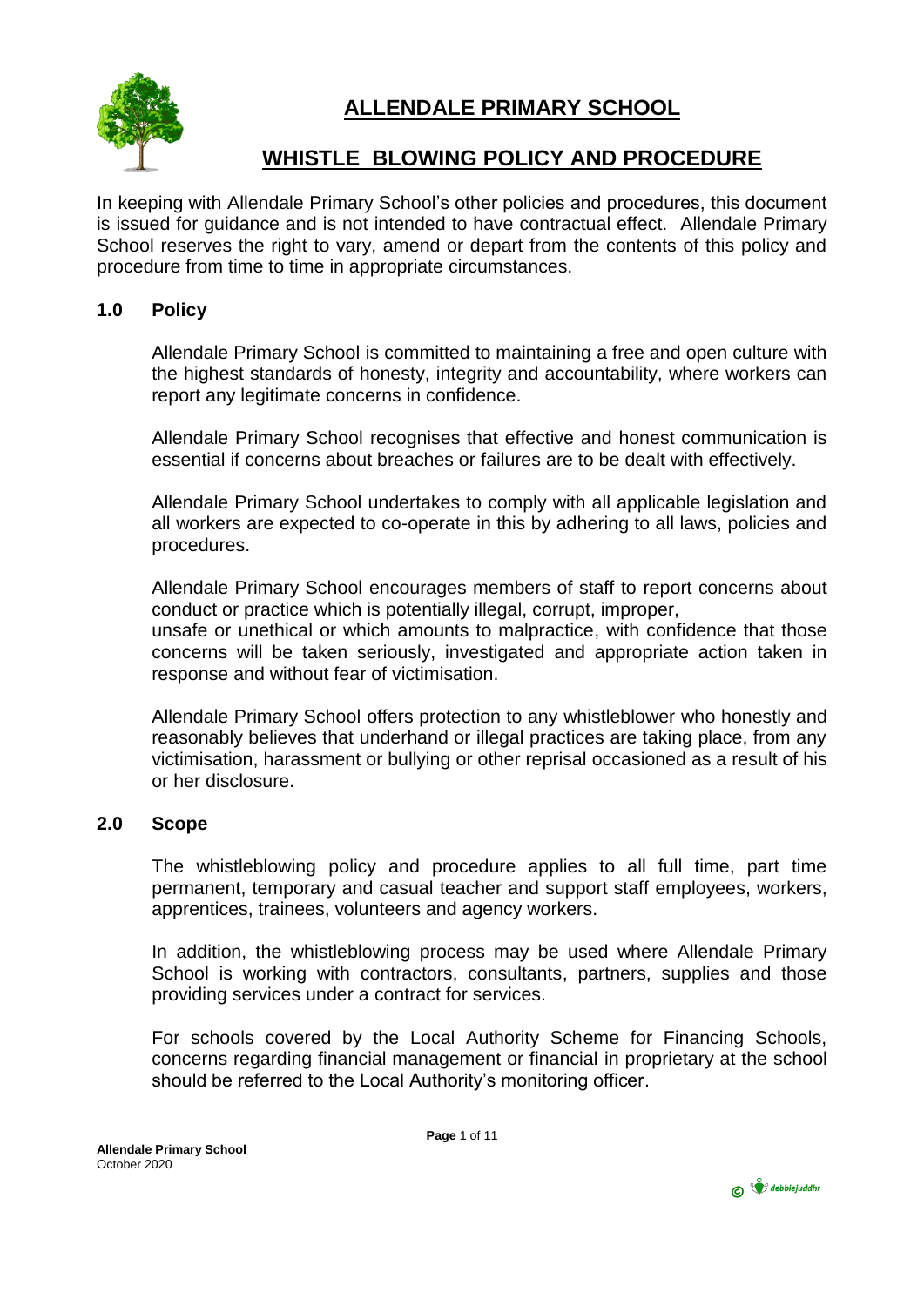# ALLENDALE PRIMARY SCHOOL

## WHISTLE BLOWING POLICY AND PROCEDURE

In keeping with Allendale Primary School's other policies and procedures, this document is issued for guidance and is not intended to have contractual effect. Allendale Primary School reserves the right to vary, amend or depart from the contents of this policy and procedure from time to time in appropriate circumstances.

### 1.0 Policy

Allendale Primary School is committed to maintaining a free and open culture with the highest standards of honesty, integrity and accountability, where workers can report any legitimate concerns in confidence.

Allendale Primary School recognises that effective and honest communication is essential if concerns about breaches or failures are to be dealt with effectively.

Allendale Primary School undertakes to comply with all applicable legislation and all workers are expected to co-operate in this by adhering to all laws, policies and procedures.

Allendale Primary School encourages members of staff to report concerns about conduct or practice which is potentially illegal, corrupt, improper, unsafe or unethical or which amounts to malpractice, with confidence that those concerns will be taken seriously, investigated and appropriate action taken in response and without fear of victimisation.

Allendale Primary School offers protection to any whistleblower who honestly and reasonably believes that underhand or illegal practices are taking place, from any victimisation, harassment or bullying or other reprisal occasioned as a result of his or her disclosure.

### 2.0 Scope

The whistleblowing policy and procedure applies to all full time, part time permanent, temporary and casual teacher and support staff employees, workers, apprentices, trainees, volunteers and agency workers.

In addition, the whistleblowing process may be used where Allendale Primary School is working with contractors, consultants, partners, supplies and those providing services under a contract for services.

For schools covered by the Local Authority Scheme for Financing Schools, concerns regarding financial management or financial in proprietary at the school should be referred to the Local Authority's monitoring officer.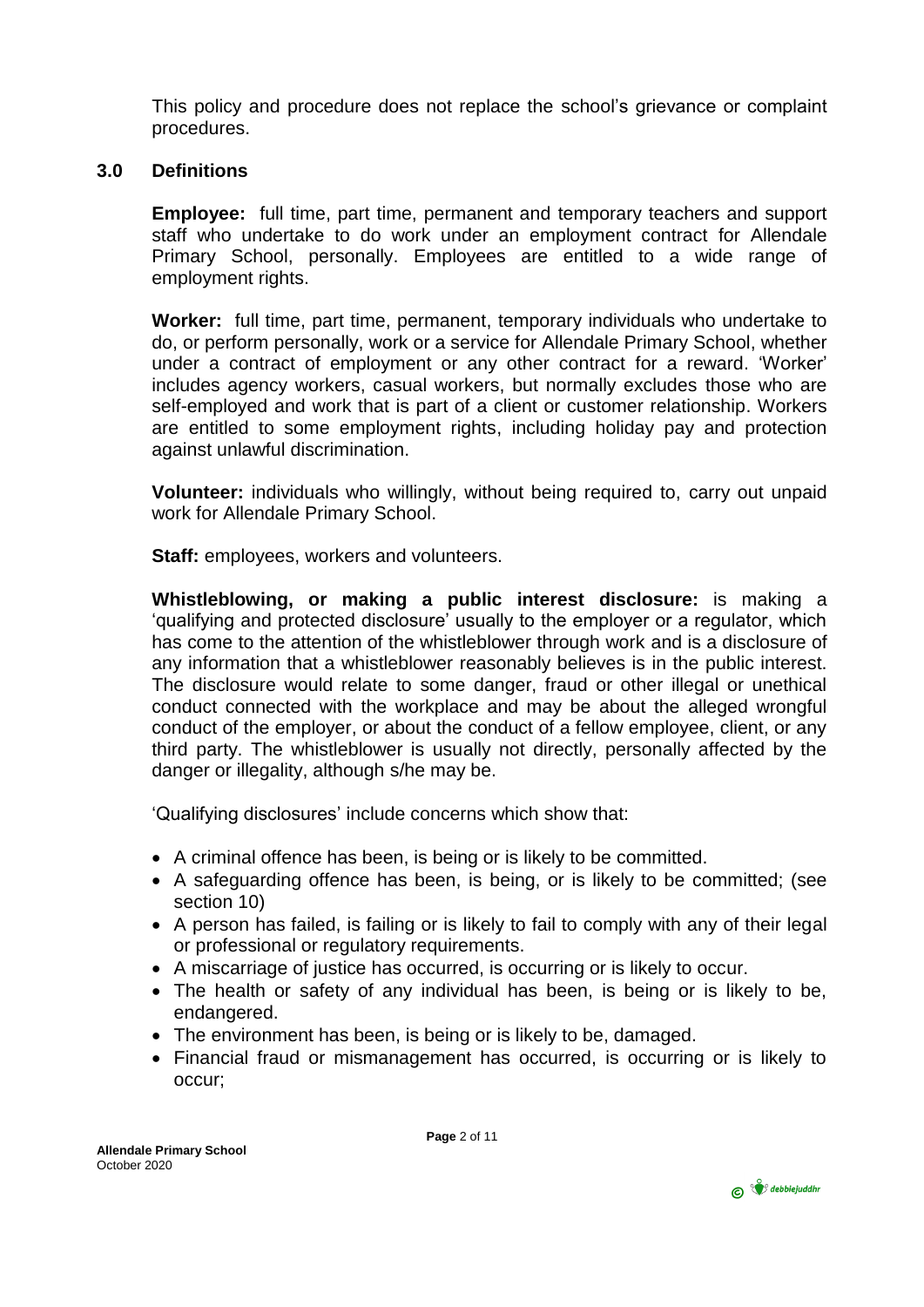This policy and procedure does not replace the school's grievance or complaint procedures.

## 3.0 Definitions

**Employee:** full time, part time, permanent and temporary teachers and support staff who undertake to do work under an employment contract for Allendale Primary School, personally. Employees are entitled to a wide range of employment rights.

**Worker:** full time, part time, permanent, temporary individuals who undertake to do, or perform personally, work or a service for Allendale Primary School, whether under a contract of employment or any other contract for a reward. 'Worker' includes agency workers, casual workers, but normally excludes those who are self-employed and work that is part of a client or customer relationship. Workers are entitled to some employment rights, including holiday pay and protection against unlawful discrimination.

**Volunteer:** individuals who willingly, without being required to, carry out unpaid work for Allendale Primary School.

**Staff:** employees, workers and volunteers.

**Whistleblowing, or making a public interest disclosure:** is making a 'qualifying and protected disclosure' usually to the employer or a regulator, which has come to the attention of the whistleblower through work and is a disclosure of any information that a whistleblower reasonably believes is in the public interest. The disclosure would relate to some danger, fraud or other illegal or unethical conduct connected with the workplace and may be about the alleged wrongful conduct of the employer, or about the conduct of a fellow employee, client, or any third party. The whistleblower is usually not directly, personally affected by the danger or illegality, although s/he may be.

'Qualifying disclosures' include concerns which show that:

- A criminal offence has been, is being or is likely to be committed.
- A safeguarding offence has been, is being, or is likely to be committed; (see section 10)
- A person has failed, is failing or is likely to fail to comply with any of their legal or professional or regulatory requirements.
- A miscarriage of justice has occurred, is occurring or is likely to occur.
- The health or safety of any individual has been, is being or is likely to be, endangered.
- The environment has been, is being or is likely to be, damaged.
- Financial fraud or mismanagement has occurred, is occurring or is likely to occur;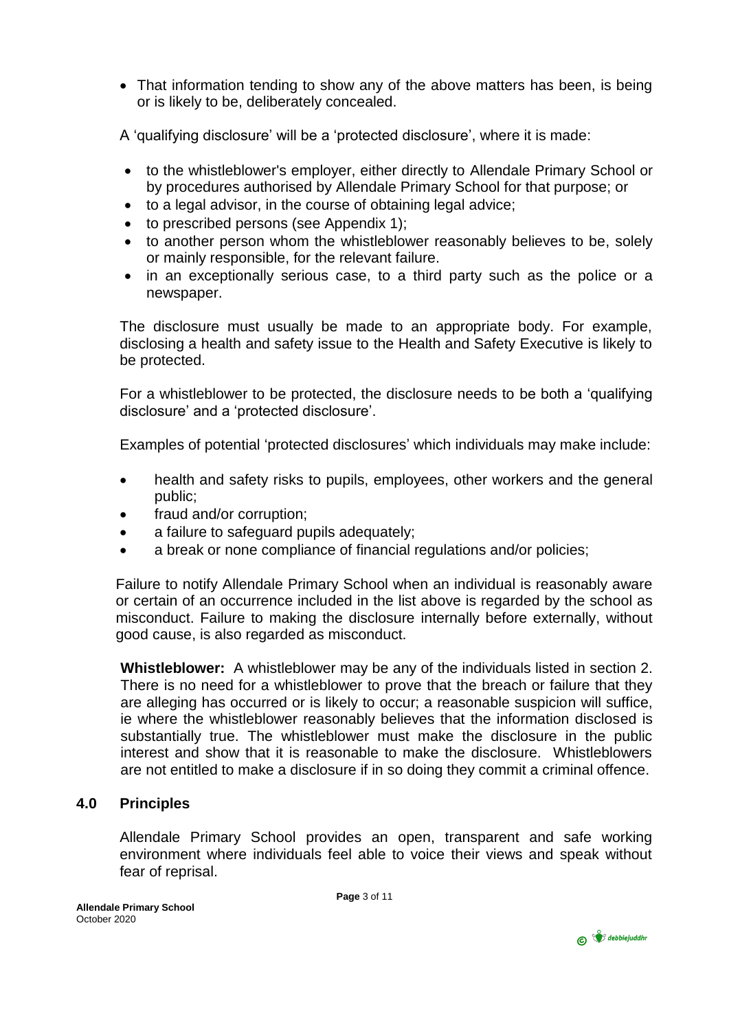- That information tending to show any of the above matters has been, is being or is likely to be, deliberately concealed.

A 'qualifying disclosure' will be a 'protected disclosure', where it is made:

- to the whistleblower's employer, either directly to Allendale Primary School or by procedures authorised by Allendale Primary School for that purpose; or
- to a legal advisor, in the course of obtaining legal advice;
- to prescribed persons (see Appendix 1);
- to another person whom the whistleblower reasonably believes to be, solely or mainly responsible, for the relevant failure.
- in an exceptionally serious case, to a third party such as the police or a newspaper.

The disclosure must usually be made to an appropriate body. For example, disclosing a health and safety issue to the Health and Safety Executive is likely to be protected.

For a whistleblower to be protected, the disclosure needs to be both a 'qualifying disclosure' and a 'protected disclosure'.

Examples of potential 'protected disclosures' which individuals may make include:

- health and safety risks to pupils, employees, other workers and the general public;
- fraud and/or corruption;
- a failure to safeguard pupils adequately;
- a break or none compliance of financial regulations and/or policies;

Failure to notify Allendale Primary School when an individual is reasonably aware or certain of an occurrence included in the list above is regarded by the school as misconduct. Failure to making the disclosure internally before externally, without good cause, is also regarded as misconduct.

**Whistleblower:** A whistleblower may be any of the individuals listed in section 2. There is no need for a whistleblower to prove that the breach or failure that they are alleging has occurred or is likely to occur; a reasonable suspicion will suffice, ie where the whistleblower reasonably believes that the information disclosed is substantially true. The whistleblower must make the disclosure in the public interest and show that it is reasonable to make the disclosure. Whistleblowers are not entitled to make a disclosure if in so doing they commit a criminal offence.

## 4.0 Principles

Allendale Primary School provides an open, transparent and safe working environment where individuals feel able to voice their views and speak without fear of reprisal.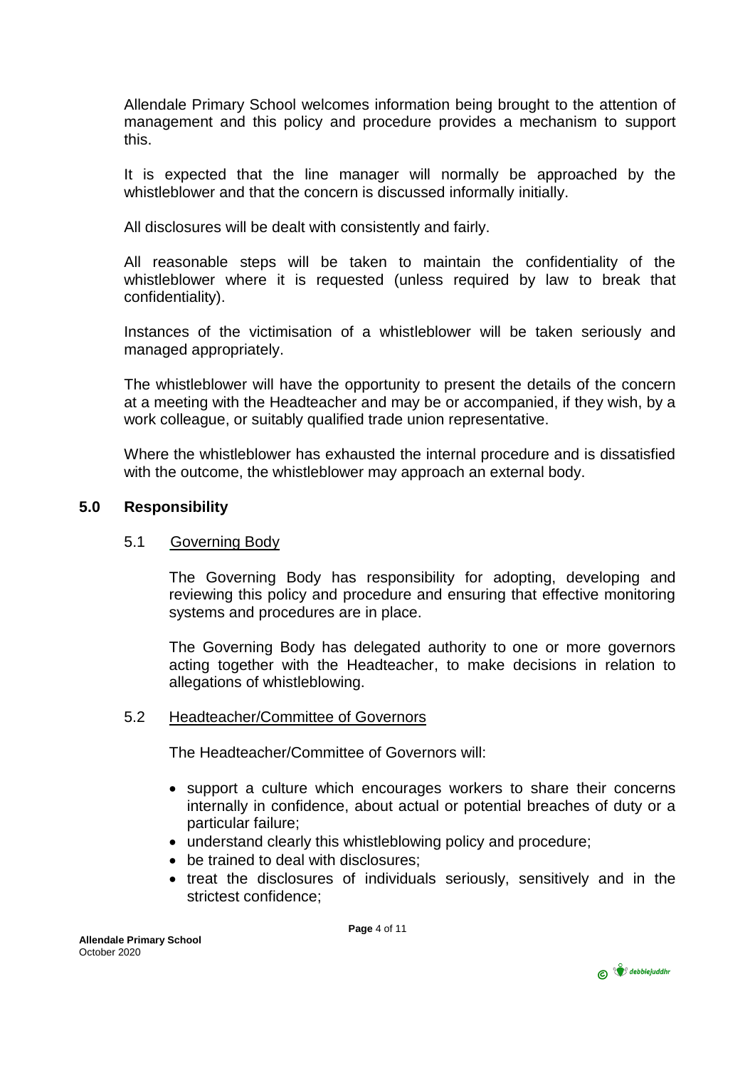Allendale Primary School welcomes information being brought to the attention of management and this policy and procedure provides a mechanism to support this.

It is expected that the line manager will normally be approached by the whistleblower and that the concern is discussed informally initially.

All disclosures will be dealt with consistently and fairly.

All reasonable steps will be taken to maintain the confidentiality of the whistleblower where it is requested (unless required by law to break that confidentiality).

Instances of the victimisation of a whistleblower will be taken seriously and managed appropriately.

The whistleblower will have the opportunity to present the details of the concern at a meeting with the Headteacher and may be or accompanied, if they wish, by a work colleague, or suitably qualified trade union representative.

Where the whistleblower has exhausted the internal procedure and is dissatisfied with the outcome, the whistleblower may approach an external body.

## 5.0 Responsibility

### 5.1 Governing Body

The Governing Body has responsibility for adopting, developing and reviewing this policy and procedure and ensuring that effective monitoring systems and procedures are in place.

The Governing Body has delegated authority to one or more governors acting together with the Headteacher, to make decisions in relation to allegations of whistleblowing.

### 5.2 Headteacher/Committee of Governors

The Headteacher/Committee of Governors will:

- support a culture which encourages workers to share their concerns internally in confidence, about actual or potential breaches of duty or a particular failure;
- understand clearly this whistleblowing policy and procedure;
- be trained to deal with disclosures;
- treat the disclosures of individuals seriously, sensitively and in the strictest confidence;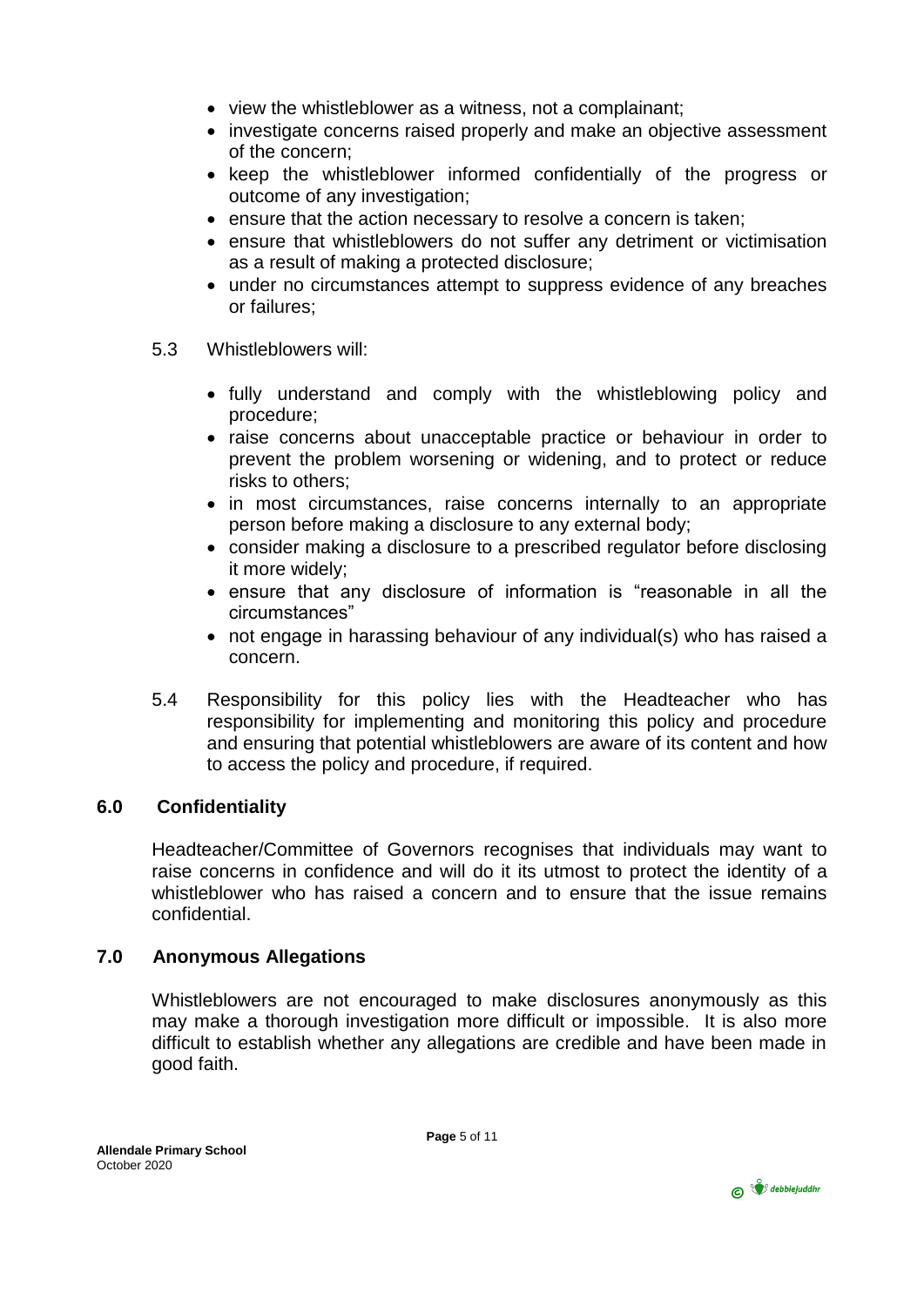- view the whistleblower as a witness, not a complainant;
- investigate concerns raised properly and make an objective assessment of the concern;
- keep the whistleblower informed confidentially of the progress or outcome of any investigation;
- ensure that the action necessary to resolve a concern is taken;
- ensure that whistleblowers do not suffer any detriment or victimisation as a result of making a protected disclosure;
- under no circumstances attempt to suppress evidence of any breaches or failures;

5.3 Whistleblowers will:

- fully understand and comply with the whistleblowing policy and procedure;
- raise concerns about unacceptable practice or behaviour in order to prevent the problem worsening or widening, and to protect or reduce risks to others;
- in most circumstances, raise concerns internally to an appropriate person before making a disclosure to any external body;
- consider making a disclosure to a prescribed regulator before disclosing it more widely;
- ensure that any disclosure of information is "reasonable in all the circumstances"
- not engage in harassing behaviour of any individual(s) who has raised a concern.

5.4 Responsibility for this policy lies with the Headteacher who has responsibility for implementing and monitoring this policy and procedure and ensuring that potential whistleblowers are aware of its content and how to access the policy and procedure, if required.

## 6.0 Confidentiality

Headteacher/Committee of Governors recognises that individuals may want to raise concerns in confidence and will do it its utmost to protect the identity of a whistleblower who has raised a concern and to ensure that the issue remains confidential.

## 7.0 Anonymous Allegations

Whistleblowers are not encouraged to make disclosures anonymously as this may make a thorough investigation more difficult or impossible. It is also more difficult to establish whether any allegations are credible and have been made in good faith.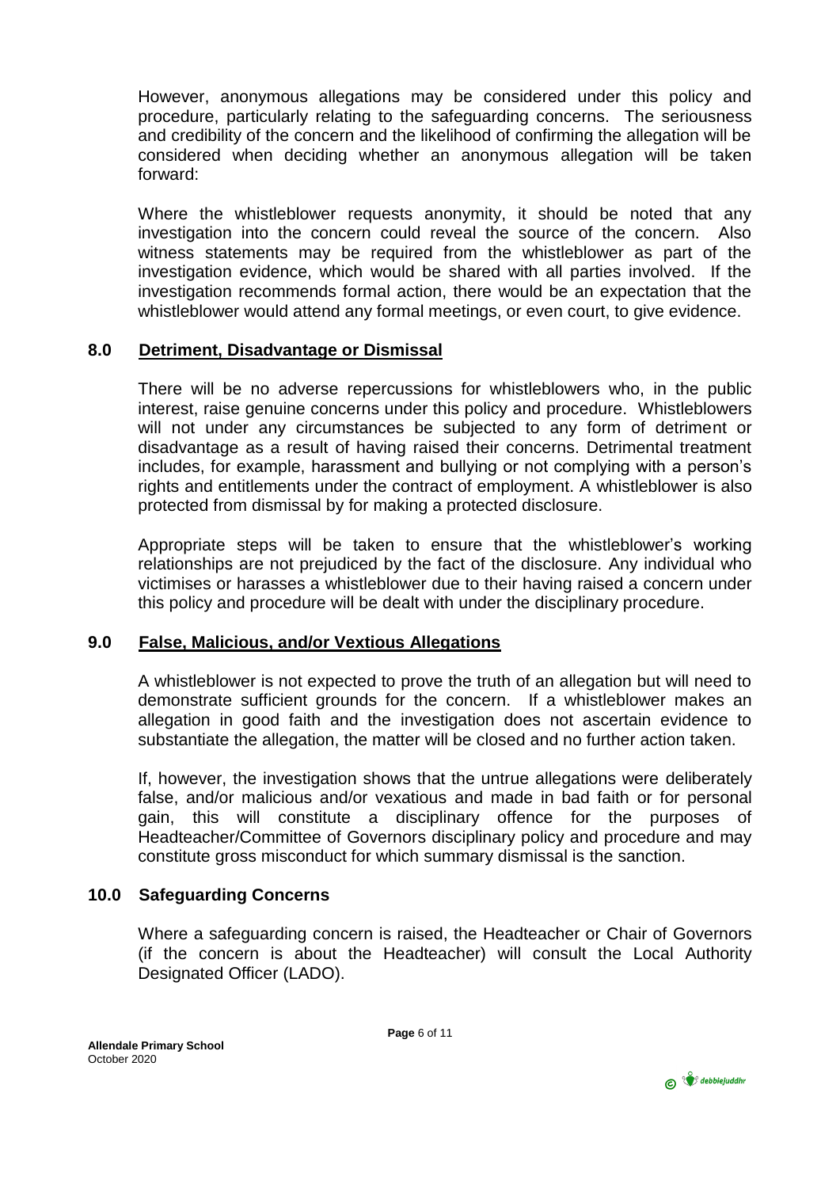However, anonymous allegations may be considered under this policy and procedure, particularly relating to the safeguarding concerns. The seriousness and credibility of the concern and the likelihood of confirming the allegation will be considered when deciding whether an anonymous allegation will be taken forward:

Where the whistleblower requests anonymity, it should be noted that any investigation into the concern could reveal the source of the concern. Also witness statements may be required from the whistleblower as part of the investigation evidence, which would be shared with all parties involved. If the investigation recommends formal action, there would be an expectation that the whistleblower would attend any formal meetings, or even court, to give evidence.

## 8.0 Detriment, Disadvantage or Dismissal

There will be no adverse repercussions for whistleblowers who, in the public interest, raise genuine concerns under this policy and procedure. Whistleblowers will not under any circumstances be subjected to any form of detriment or disadvantage as a result of having raised their concerns. Detrimental treatment includes, for example, harassment and bullying or not complying with a person's rights and entitlements under the contract of employment. A whistleblower is also protected from dismissal by for making a protected disclosure.

Appropriate steps will be taken to ensure that the whistleblower's working relationships are not prejudiced by the fact of the disclosure. Any individual who victimises or harasses a whistleblower due to their having raised a concern under this policy and procedure will be dealt with under the disciplinary procedure.

## 9.0 False, Malicious, and/or Vextious Allegations

A whistleblower is not expected to prove the truth of an allegation but will need to demonstrate sufficient grounds for the concern. If a whistleblower makes an allegation in good faith and the investigation does not ascertain evidence to substantiate the allegation, the matter will be closed and no further action taken.

If, however, the investigation shows that the untrue allegations were deliberately false, and/or malicious and/or vexatious and made in bad faith or for personal gain, this will constitute a disciplinary offence for the purposes of Headteacher/Committee of Governors disciplinary policy and procedure and may constitute gross misconduct for which summary dismissal is the sanction.

## 10.0 Safeguarding Concerns

Where a safeguarding concern is raised, the Headteacher or Chair of Governors (if the concern is about the Headteacher) will consult the Local Authority Designated Officer (LADO).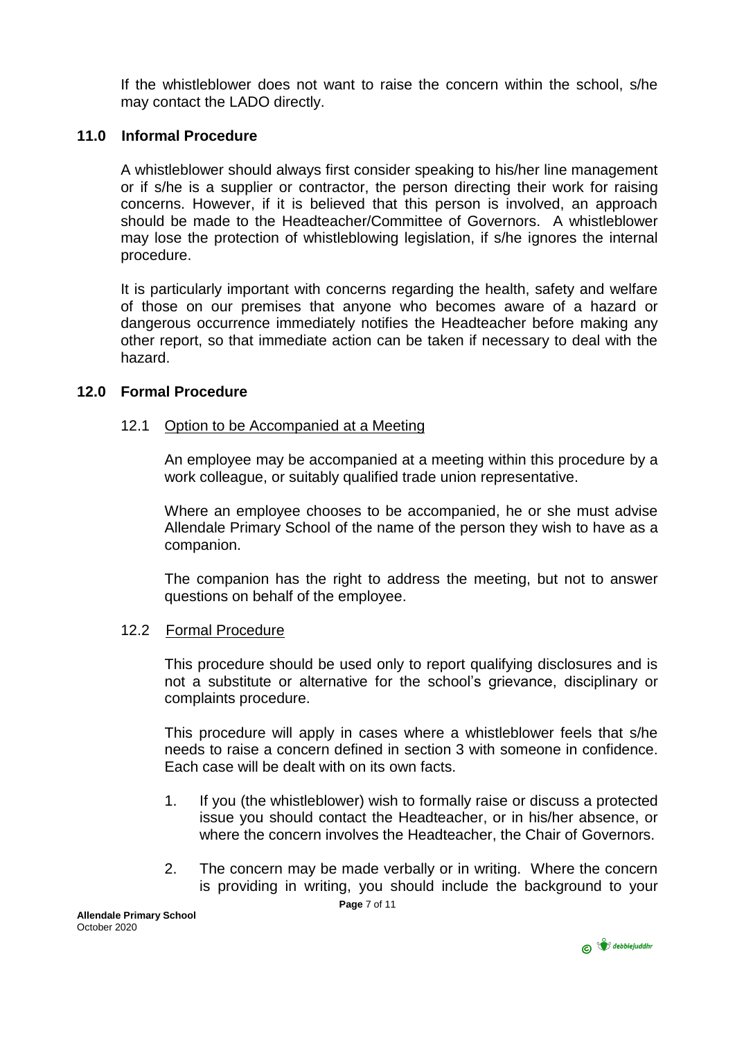If the whistleblower does not want to raise the concern within the school, s/he may contact the LADO directly.

## 11.0 Informal Procedure

A whistleblower should always first consider speaking to his/her line management or if s/he is a supplier or contractor, the person directing their work for raising concerns. However, if it is believed that this person is involved, an approach should be made to the Headteacher/Committee of Governors. A whistleblower may lose the protection of whistleblowing legislation, if s/he ignores the internal procedure.

It is particularly important with concerns regarding the health, safety and welfare of those on our premises that anyone who becomes aware of a hazard or dangerous occurrence immediately notifies the Headteacher before making any other report, so that immediate action can be taken if necessary to deal with the hazard.

## 12.0 Formal Procedure

### 12.1 Option to be Accompanied at a Meeting

An employee may be accompanied at a meeting within this procedure by a work colleague, or suitably qualified trade union representative.

Where an employee chooses to be accompanied, he or she must advise Allendale Primary School of the name of the person they wish to have as a companion.

The companion has the right to address the meeting, but not to answer questions on behalf of the employee.

### 12.2 Formal Procedure

This procedure should be used only to report qualifying disclosures and is not a substitute or alternative for the school's grievance, disciplinary or complaints procedure.

This procedure will apply in cases where a whistleblower feels that s/he needs to raise a concern defined in section 3 with someone in confidence. Each case will be dealt with on its own facts.

1. If you (the whistleblower) wish to formally raise or discuss a protected issue you should contact the Headteacher, or in his/her absence, or where the concern involves the Headteacher, the Chair of Governors.
2. The concern may be made verbally or in writing. Where the concern is providing in writing, you should include the background to your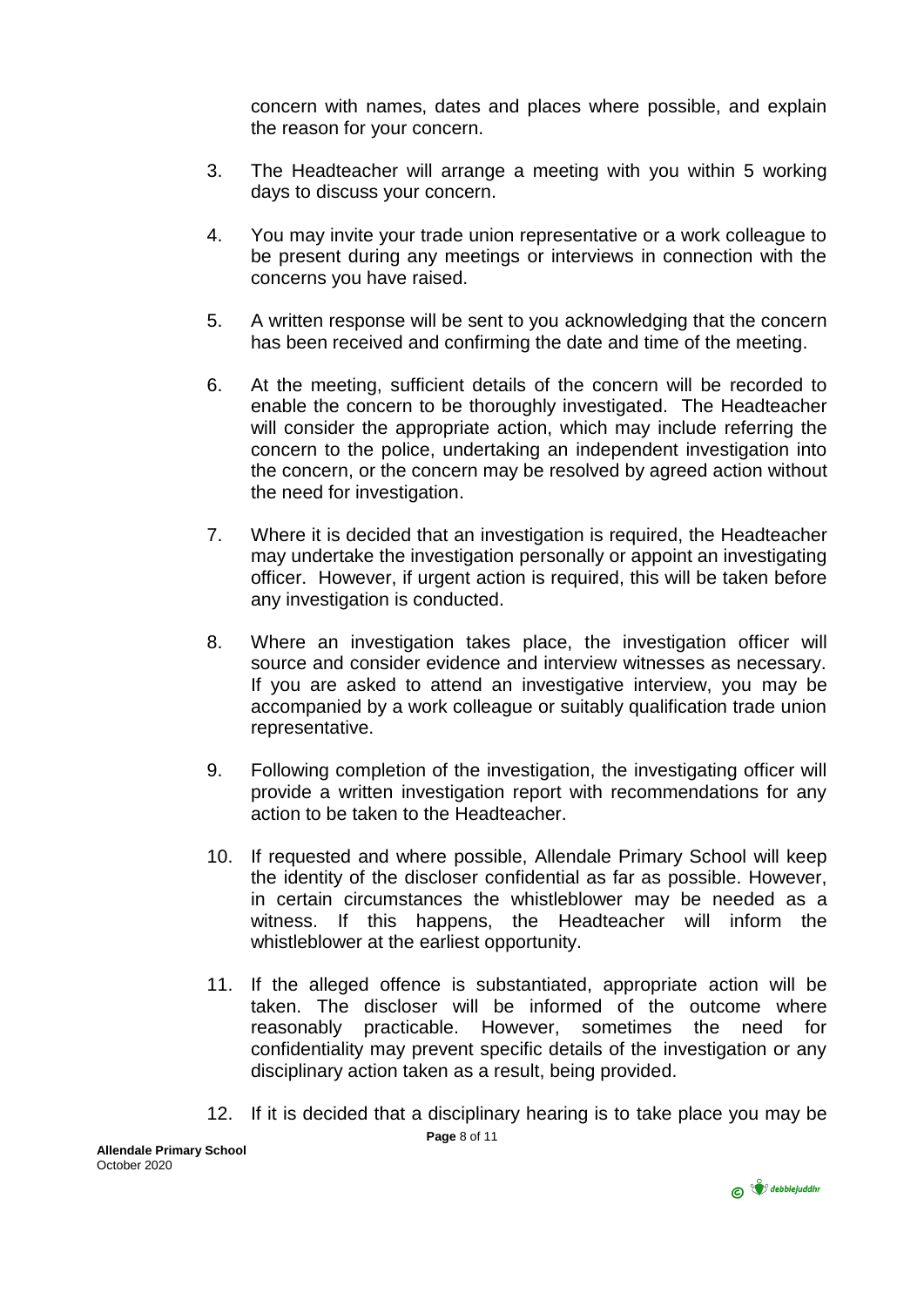concern with names, dates and places where possible, and explain the reason for your concern.

3. The Headteacher will arrange a meeting with you within 5 working days to discuss your concern.

4. You may invite your trade union representative or a work colleague to be present during any meetings or interviews in connection with the concerns you have raised.

5. A written response will be sent to you acknowledging that the concern has been received and confirming the date and time of the meeting.

6. At the meeting, sufficient details of the concern will be recorded to enable the concern to be thoroughly investigated. The Headteacher will consider the appropriate action, which may include referring the concern to the police, undertaking an independent investigation into the concern, or the concern may be resolved by agreed action without the need for investigation.

7. Where it is decided that an investigation is required, the Headteacher may undertake the investigation personally or appoint an investigating officer. However, if urgent action is required, this will be taken before any investigation is conducted.

8. Where an investigation takes place, the investigation officer will source and consider evidence and interview witnesses as necessary. If you are asked to attend an investigative interview, you may be accompanied by a work colleague or suitably qualification trade union representative.

9. Following completion of the investigation, the investigating officer will provide a written investigation report with recommendations for any action to be taken to the Headteacher.

10. If requested and where possible, Allendale Primary School will keep the identity of the discloser confidential as far as possible. However, in certain circumstances the whistleblower may be needed as a witness. If this happens, the Headteacher will inform the whistleblower at the earliest opportunity.

11. If the alleged offence is substantiated, appropriate action will be taken. The discloser will be informed of the outcome where reasonably practicable. However, sometimes the need for confidentiality may prevent specific details of the investigation or any disciplinary action taken as a result, being provided.

12. If it is decided that a disciplinary hearing is to take place you may be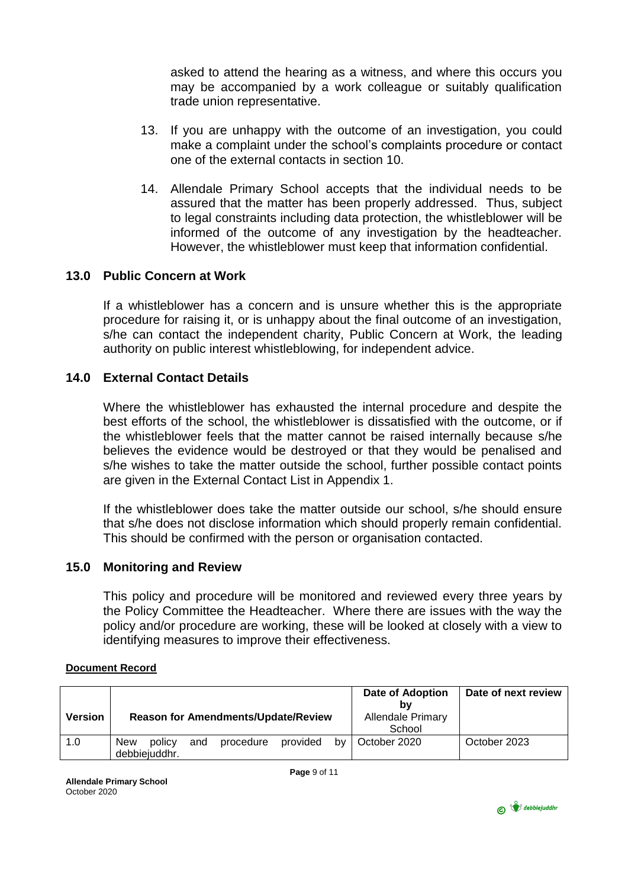asked to attend the hearing as a witness, and where this occurs you may be accompanied by a work colleague or suitably qualification trade union representative.

13. If you are unhappy with the outcome of an investigation, you could make a complaint under the school's complaints procedure or contact one of the external contacts in section 10.

14. Allendale Primary School accepts that the individual needs to be assured that the matter has been properly addressed. Thus, subject to legal constraints including data protection, the whistleblower will be informed of the outcome of any investigation by the headteacher. However, the whistleblower must keep that information confidential.

## 13.0 Public Concern at Work

If a whistleblower has a concern and is unsure whether this is the appropriate procedure for raising it, or is unhappy about the final outcome of an investigation, s/he can contact the independent charity, Public Concern at Work, the leading authority on public interest whistleblowing, for independent advice.

## 14.0 External Contact Details

Where the whistleblower has exhausted the internal procedure and despite the best efforts of the school, the whistleblower is dissatisfied with the outcome, or if the whistleblower feels that the matter cannot be raised internally because s/he believes the evidence would be destroyed or that they would be penalised and s/he wishes to take the matter outside the school, further possible contact points are given in the External Contact List in Appendix 1.

If the whistleblower does take the matter outside our school, s/he should ensure that s/he does not disclose information which should properly remain confidential. This should be confirmed with the person or organisation contacted.

## 15.0 Monitoring and Review

This policy and procedure will be monitored and reviewed every three years by the Policy Committee the Headteacher. Where there are issues with the way the policy and/or procedure are working, these will be looked at closely with a view to identifying measures to improve their effectiveness.

**Document Record**

| Version | Reason for Amendments/Update/Review | Date of Adoption by Allendale Primary School | Date of next review |
|---|---|---|---|
| 1.0 | New policy and procedure provided by debbiejuddhr. | October 2020 | October 2023 |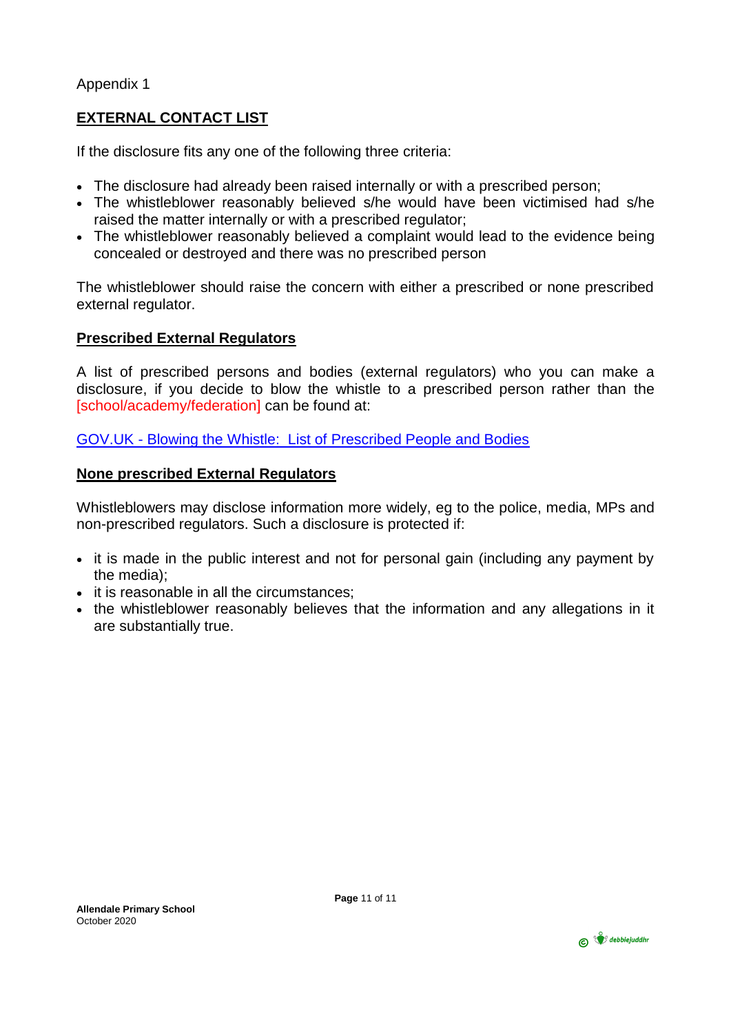Appendix 1

## EXTERNAL CONTACT LIST

If the disclosure fits any one of the following three criteria:

- The disclosure had already been raised internally or with a prescribed person;
- The whistleblower reasonably believed s/he would have been victimised had s/he raised the matter internally or with a prescribed regulator;
- The whistleblower reasonably believed a complaint would lead to the evidence being concealed or destroyed and there was no prescribed person

The whistleblower should raise the concern with either a prescribed or none prescribed external regulator.

### Prescribed External Regulators

A list of prescribed persons and bodies (external regulators) who you can make a disclosure, if you decide to blow the whistle to a prescribed person rather than the [school/academy/federation] can be found at:

GOV.UK - Blowing the Whistle: List of Prescribed People and Bodies

### None prescribed External Regulators

Whistleblowers may disclose information more widely, eg to the police, media, MPs and non-prescribed regulators. Such a disclosure is protected if:

- it is made in the public interest and not for personal gain (including any payment by the media);
- it is reasonable in all the circumstances;
- the whistleblower reasonably believes that the information and any allegations in it are substantially true.